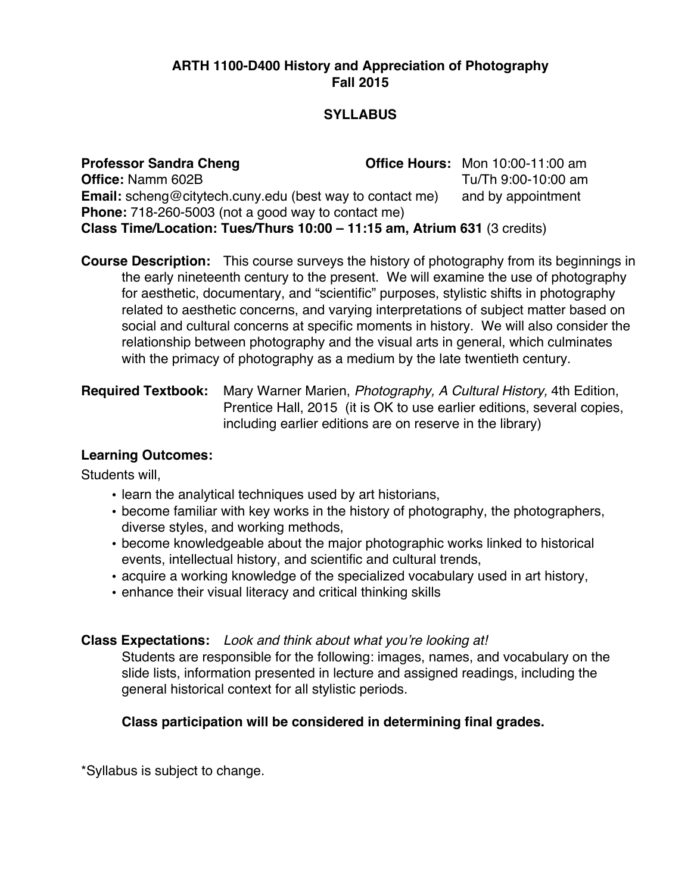# ARTH 1100-D400 History and Appreciation of Photography
## Fall 2015

## SYLLABUS

**Professor Sandra Cheng**
**Office:** Namm 602B
**Email:** scheng@citytech.cuny.edu (best way to contact me)
**Phone:** 718-260-5003 (not a good way to contact me)
**Class Time/Location: Tues/Thurs 10:00 – 11:15 am, Atrium 631** (3 credits)

**Office Hours:** Mon 10:00-11:00 am
Tu/Th 9:00-10:00 am
and by appointment

**Course Description:** This course surveys the history of photography from its beginnings in the early nineteenth century to the present. We will examine the use of photography for aesthetic, documentary, and "scientific" purposes, stylistic shifts in photography related to aesthetic concerns, and varying interpretations of subject matter based on social and cultural concerns at specific moments in history. We will also consider the relationship between photography and the visual arts in general, which culminates with the primacy of photography as a medium by the late twentieth century.

**Required Textbook:** Mary Warner Marien, *Photography, A Cultural History,* 4th Edition, Prentice Hall, 2015 (it is OK to use earlier editions, several copies, including earlier editions are on reserve in the library)

**Learning Outcomes:**

Students will,

- learn the analytical techniques used by art historians,
- become familiar with key works in the history of photography, the photographers, diverse styles, and working methods,
- become knowledgeable about the major photographic works linked to historical events, intellectual history, and scientific and cultural trends,
- acquire a working knowledge of the specialized vocabulary used in art history,
- enhance their visual literacy and critical thinking skills

**Class Expectations:** *Look and think about what you're looking at!*

Students are responsible for the following: images, names, and vocabulary on the slide lists, information presented in lecture and assigned readings, including the general historical context for all stylistic periods.

**Class participation will be considered in determining final grades.**

*Syllabus is subject to change.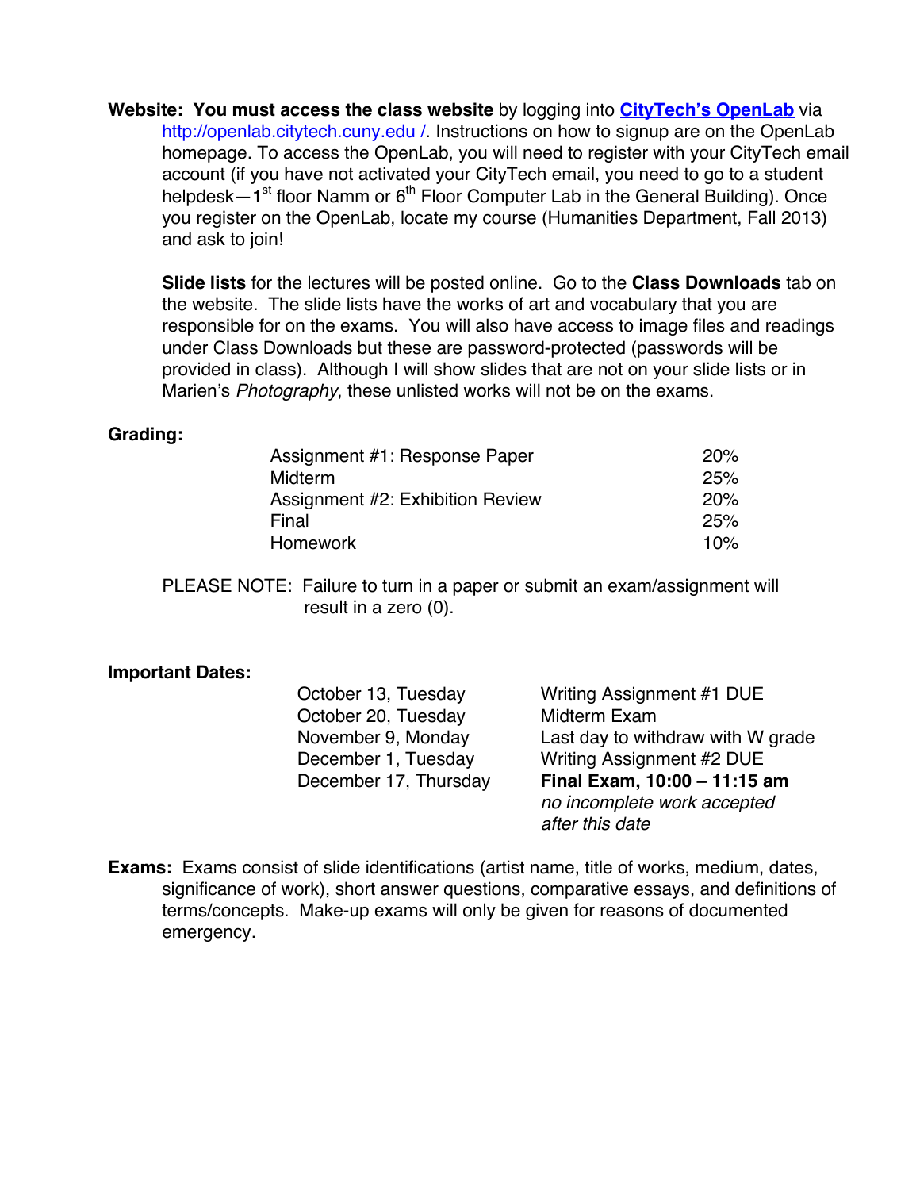**Website: You must access the class website** by logging into **[CityTech's OpenLab](http://openlab.citytech.cuny.edu/)** via http://openlab.citytech.cuny.edu /. Instructions on how to signup are on the OpenLab homepage. To access the OpenLab, you will need to register with your CityTech email account (if you have not activated your CityTech email, you need to go to a student helpdesk—1st floor Namm or 6th Floor Computer Lab in the General Building). Once you register on the OpenLab, locate my course (Humanities Department, Fall 2013) and ask to join!

**Slide lists** for the lectures will be posted online. Go to the **Class Downloads** tab on the website. The slide lists have the works of art and vocabulary that you are responsible for on the exams. You will also have access to image files and readings under Class Downloads but these are password-protected (passwords will be provided in class). Although I will show slides that are not on your slide lists or in Marien's *Photography*, these unlisted works will not be on the exams.

**Grading:**

| | |
|---|---|
| Assignment #1: Response Paper | 20% |
| Midterm | 25% |
| Assignment #2: Exhibition Review | 20% |
| Final | 25% |
| Homework | 10% |

PLEASE NOTE: Failure to turn in a paper or submit an exam/assignment will result in a zero (0).

**Important Dates:**

| | |
|---|---|
| October 13, Tuesday | Writing Assignment #1 DUE |
| October 20, Tuesday | Midterm Exam |
| November 9, Monday | Last day to withdraw with W grade |
| December 1, Tuesday | Writing Assignment #2 DUE |
| December 17, Thursday | **Final Exam, 10:00 – 11:15 am** *no incomplete work accepted after this date* |

**Exams:** Exams consist of slide identifications (artist name, title of works, medium, dates, significance of work), short answer questions, comparative essays, and definitions of terms/concepts. Make-up exams will only be given for reasons of documented emergency.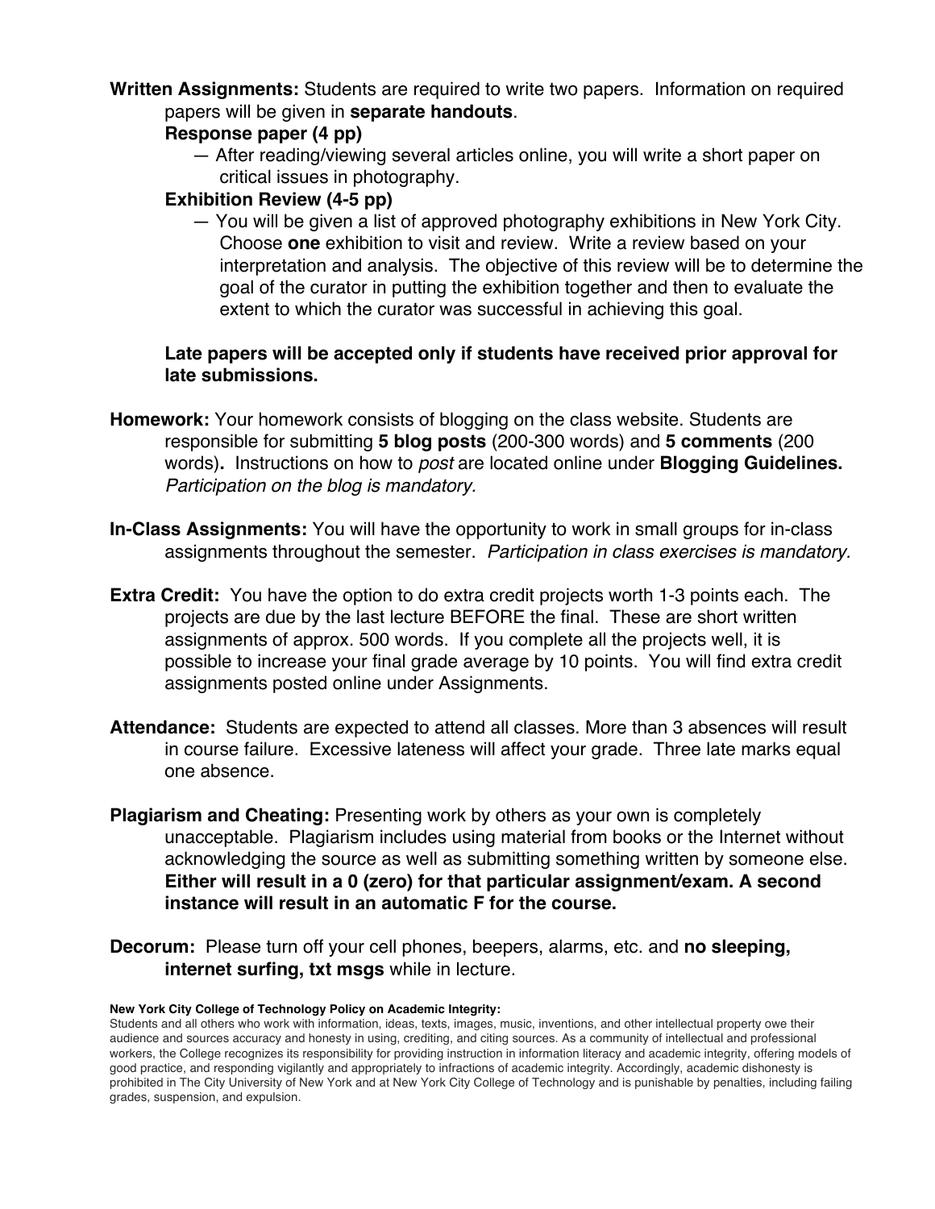**Written Assignments:** Students are required to write two papers. Information on required papers will be given in **separate handouts**.

**Response paper (4 pp)**

— After reading/viewing several articles online, you will write a short paper on critical issues in photography.

**Exhibition Review (4-5 pp)**

— You will be given a list of approved photography exhibitions in New York City. Choose **one** exhibition to visit and review. Write a review based on your interpretation and analysis. The objective of this review will be to determine the goal of the curator in putting the exhibition together and then to evaluate the extent to which the curator was successful in achieving this goal.

**Late papers will be accepted only if students have received prior approval for late submissions.**

**Homework:** Your homework consists of blogging on the class website. Students are responsible for submitting **5 blog posts** (200-300 words) and **5 comments** (200 words)**.** Instructions on how to *post* are located online under **Blogging Guidelines.** *Participation on the blog is mandatory.*

**In-Class Assignments:** You will have the opportunity to work in small groups for in-class assignments throughout the semester. *Participation in class exercises is mandatory.*

**Extra Credit:** You have the option to do extra credit projects worth 1-3 points each. The projects are due by the last lecture BEFORE the final. These are short written assignments of approx. 500 words. If you complete all the projects well, it is possible to increase your final grade average by 10 points. You will find extra credit assignments posted online under Assignments.

**Attendance:** Students are expected to attend all classes. More than 3 absences will result in course failure. Excessive lateness will affect your grade. Three late marks equal one absence.

**Plagiarism and Cheating:** Presenting work by others as your own is completely unacceptable. Plagiarism includes using material from books or the Internet without acknowledging the source as well as submitting something written by someone else. **Either will result in a 0 (zero) for that particular assignment/exam. A second instance will result in an automatic F for the course.**

**Decorum:** Please turn off your cell phones, beepers, alarms, etc. and **no sleeping, internet surfing, txt msgs** while in lecture.

**New York City College of Technology Policy on Academic Integrity:**
Students and all others who work with information, ideas, texts, images, music, inventions, and other intellectual property owe their audience and sources accuracy and honesty in using, crediting, and citing sources. As a community of intellectual and professional workers, the College recognizes its responsibility for providing instruction in information literacy and academic integrity, offering models of good practice, and responding vigilantly and appropriately to infractions of academic integrity. Accordingly, academic dishonesty is prohibited in The City University of New York and at New York City College of Technology and is punishable by penalties, including failing grades, suspension, and expulsion.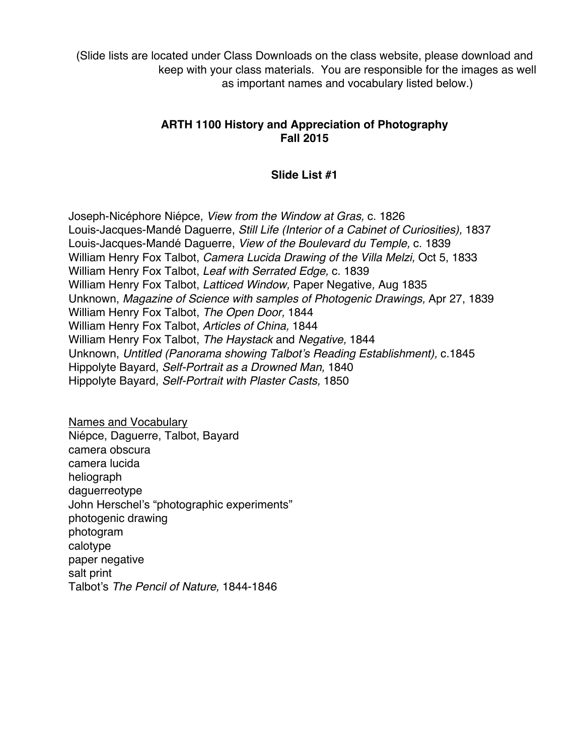(Slide lists are located under Class Downloads on the class website, please download and keep with your class materials. You are responsible for the images as well as important names and vocabulary listed below.)

**ARTH 1100 History and Appreciation of Photography**
**Fall 2015**

**Slide List #1**

Joseph-Nicéphore Niépce, *View from the Window at Gras,* c. 1826
Louis-Jacques-Mandé Daguerre, *Still Life (Interior of a Cabinet of Curiosities),* 1837
Louis-Jacques-Mandé Daguerre, *View of the Boulevard du Temple,* c. 1839
William Henry Fox Talbot, *Camera Lucida Drawing of the Villa Melzi,* Oct 5, 1833
William Henry Fox Talbot, *Leaf with Serrated Edge,* c. 1839
William Henry Fox Talbot, *Latticed Window,* Paper Negative*,* Aug 1835
Unknown, *Magazine of Science with samples of Photogenic Drawings,* Apr 27, 1839
William Henry Fox Talbot, *The Open Door,* 1844
William Henry Fox Talbot, *Articles of China,* 1844
William Henry Fox Talbot, *The Haystack* and *Negative,* 1844
Unknown, *Untitled (Panorama showing Talbot's Reading Establishment),* c.1845
Hippolyte Bayard, *Self-Portrait as a Drowned Man,* 1840
Hippolyte Bayard, *Self-Portrait with Plaster Casts,* 1850

<u>Names and Vocabulary</u>
Niépce, Daguerre, Talbot, Bayard
camera obscura
camera lucida
heliograph
daguerreotype
John Herschel's "photographic experiments"
photogenic drawing
photogram
calotype
paper negative
salt print
Talbot's *The Pencil of Nature,* 1844-1846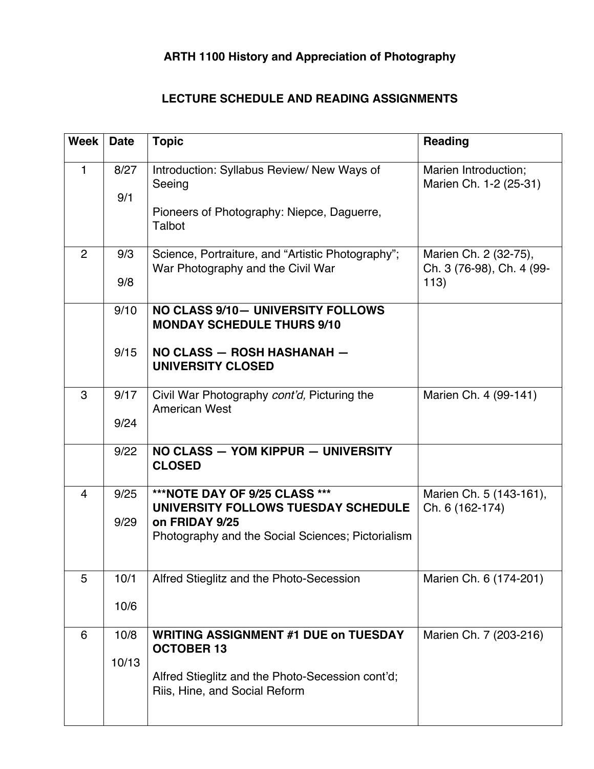**ARTH 1100 History and Appreciation of Photography**

**LECTURE SCHEDULE AND READING ASSIGNMENTS**

| Week | Date | Topic | Reading |
|---|---|---|---|
| 1 | 8/27<br><br>9/1 | Introduction: Syllabus Review/ New Ways of Seeing<br><br>Pioneers of Photography: Niepce, Daguerre, Talbot | Marien Introduction; Marien Ch. 1-2 (25-31) |
| 2 | 9/3<br><br>9/8 | Science, Portraiture, and "Artistic Photography"; War Photography and the Civil War | Marien Ch. 2 (32-75), Ch. 3 (76-98), Ch. 4 (99-113) |
| | 9/10<br><br>9/15 | **NO CLASS 9/10— UNIVERSITY FOLLOWS MONDAY SCHEDULE THURS 9/10**<br><br>**NO CLASS — ROSH HASHANAH — UNIVERSITY CLOSED** | |
| 3 | 9/17<br><br>9/24 | Civil War Photography *cont'd,* Picturing the American West | Marien Ch. 4 (99-141) |
| | 9/22 | **NO CLASS — YOM KIPPUR — UNIVERSITY CLOSED** | |
| 4 | 9/25<br><br>9/29 | **\*\*\*NOTE DAY OF 9/25 CLASS \*\*\* UNIVERSITY FOLLOWS TUESDAY SCHEDULE on FRIDAY 9/25**<br>Photography and the Social Sciences; Pictorialism | Marien Ch. 5 (143-161), Ch. 6 (162-174) |
| 5 | 10/1<br><br>10/6 | Alfred Stieglitz and the Photo-Secession | Marien Ch. 6 (174-201) |
| 6 | 10/8<br><br>10/13 | **WRITING ASSIGNMENT #1 DUE on TUESDAY OCTOBER 13**<br><br>Alfred Stieglitz and the Photo-Secession cont'd; Riis, Hine, and Social Reform | Marien Ch. 7 (203-216) |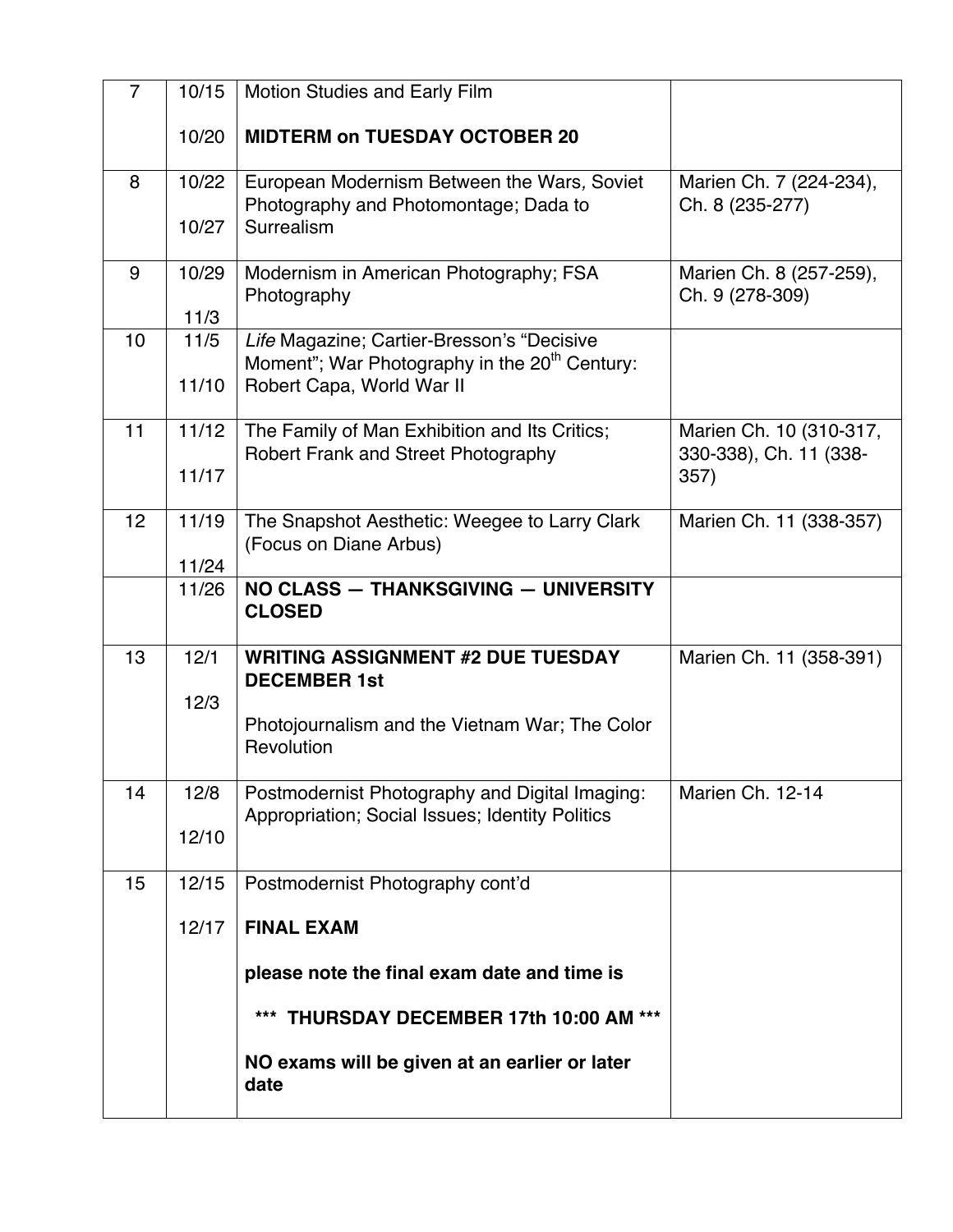| | | | |
|---|---|---|---|
| 7 | 10/15<br><br>10/20 | Motion Studies and Early Film<br><br>**MIDTERM on TUESDAY OCTOBER 20** | |
| 8 | 10/22<br><br>10/27 | European Modernism Between the Wars, Soviet Photography and Photomontage; Dada to Surrealism | Marien Ch. 7 (224-234), Ch. 8 (235-277) |
| 9 | 10/29<br><br>11/3 | Modernism in American Photography; FSA Photography | Marien Ch. 8 (257-259), Ch. 9 (278-309) |
| 10 | 11/5<br><br>11/10 | *Life* Magazine; Cartier-Bresson's "Decisive Moment"; War Photography in the 20th Century: Robert Capa, World War II | |
| 11 | 11/12<br><br>11/17 | The Family of Man Exhibition and Its Critics; Robert Frank and Street Photography | Marien Ch. 10 (310-317, 330-338), Ch. 11 (338-357) |
| 12 | 11/19<br><br>11/24 | The Snapshot Aesthetic: Weegee to Larry Clark (Focus on Diane Arbus) | Marien Ch. 11 (338-357) |
| | 11/26 | **NO CLASS — THANKSGIVING — UNIVERSITY CLOSED** | |
| 13 | 12/1<br><br>12/3 | **WRITING ASSIGNMENT #2 DUE TUESDAY DECEMBER 1st**<br><br>Photojournalism and the Vietnam War; The Color Revolution | Marien Ch. 11 (358-391) |
| 14 | 12/8<br><br>12/10 | Postmodernist Photography and Digital Imaging: Appropriation; Social Issues; Identity Politics | Marien Ch. 12-14 |
| 15 | 12/15<br><br>12/17 | Postmodernist Photography cont'd<br><br>**FINAL EXAM**<br><br>**please note the final exam date and time is**<br><br>**\*\*\* THURSDAY DECEMBER 17th 10:00 AM \*\*\***<br><br>**NO exams will be given at an earlier or later date** | |